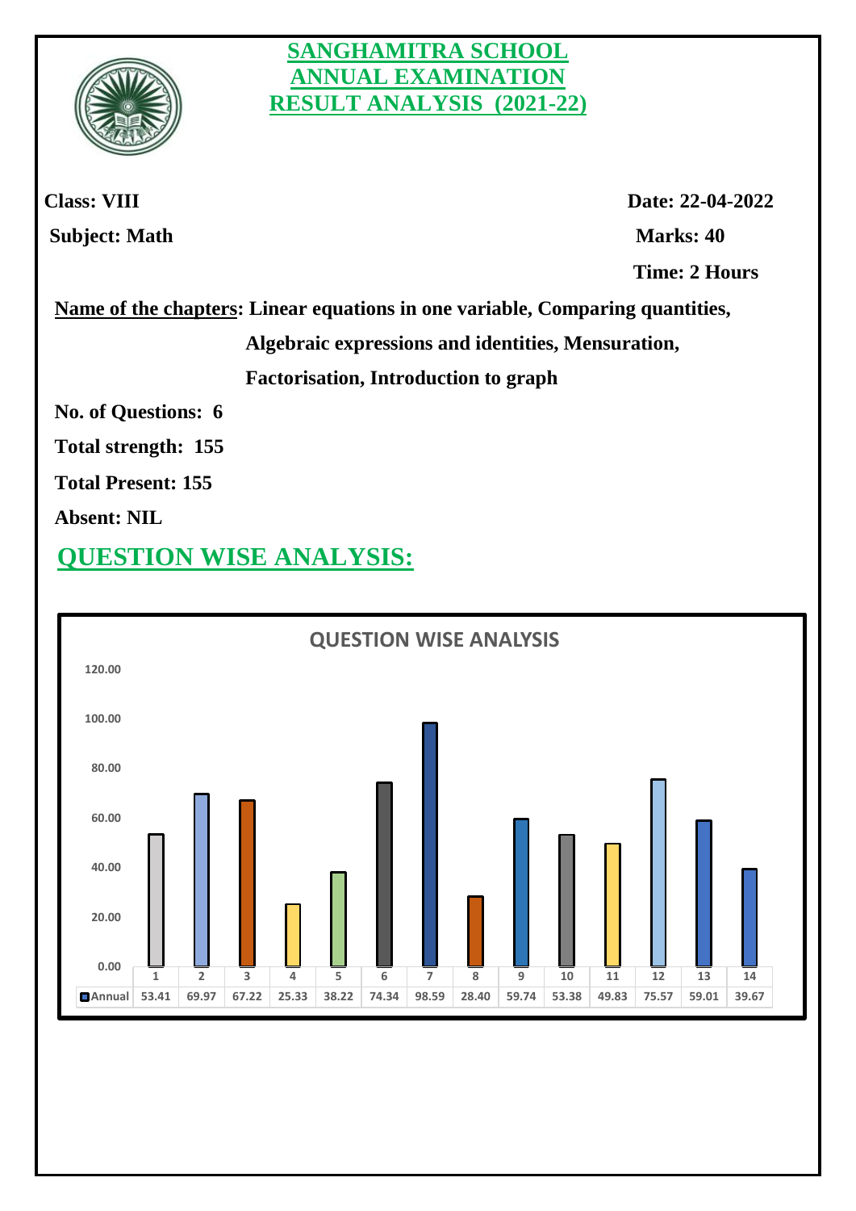# SANGHAMITRA SCHOOL
# ANNUAL EXAMINATION
# RESULT ANALYSIS (2021-22)

**Class: VIII** **Date: 22-04-2022**

**Subject: Math** **Marks: 40**

**Time: 2 Hours**

**Name of the chapters: Linear equations in one variable, Comparing quantities, Algebraic expressions and identities, Mensuration, Factorisation, Introduction to graph**

**No. of Questions: 6**

**Total strength: 155**

**Total Present: 155**

**Absent: NIL**

## QUESTION WISE ANALYSIS:

**QUESTION WISE ANALYSIS**

| | 1 | 2 | 3 | 4 | 5 | 6 | 7 | 8 | 9 | 10 | 11 | 12 | 13 | 14 |
|---|---|---|---|---|---|---|---|---|---|---|---|---|---|---|
| Annual | 53.41 | 69.97 | 67.22 | 25.33 | 38.22 | 74.34 | 98.59 | 28.40 | 59.74 | 53.38 | 49.83 | 75.57 | 59.01 | 39.67 |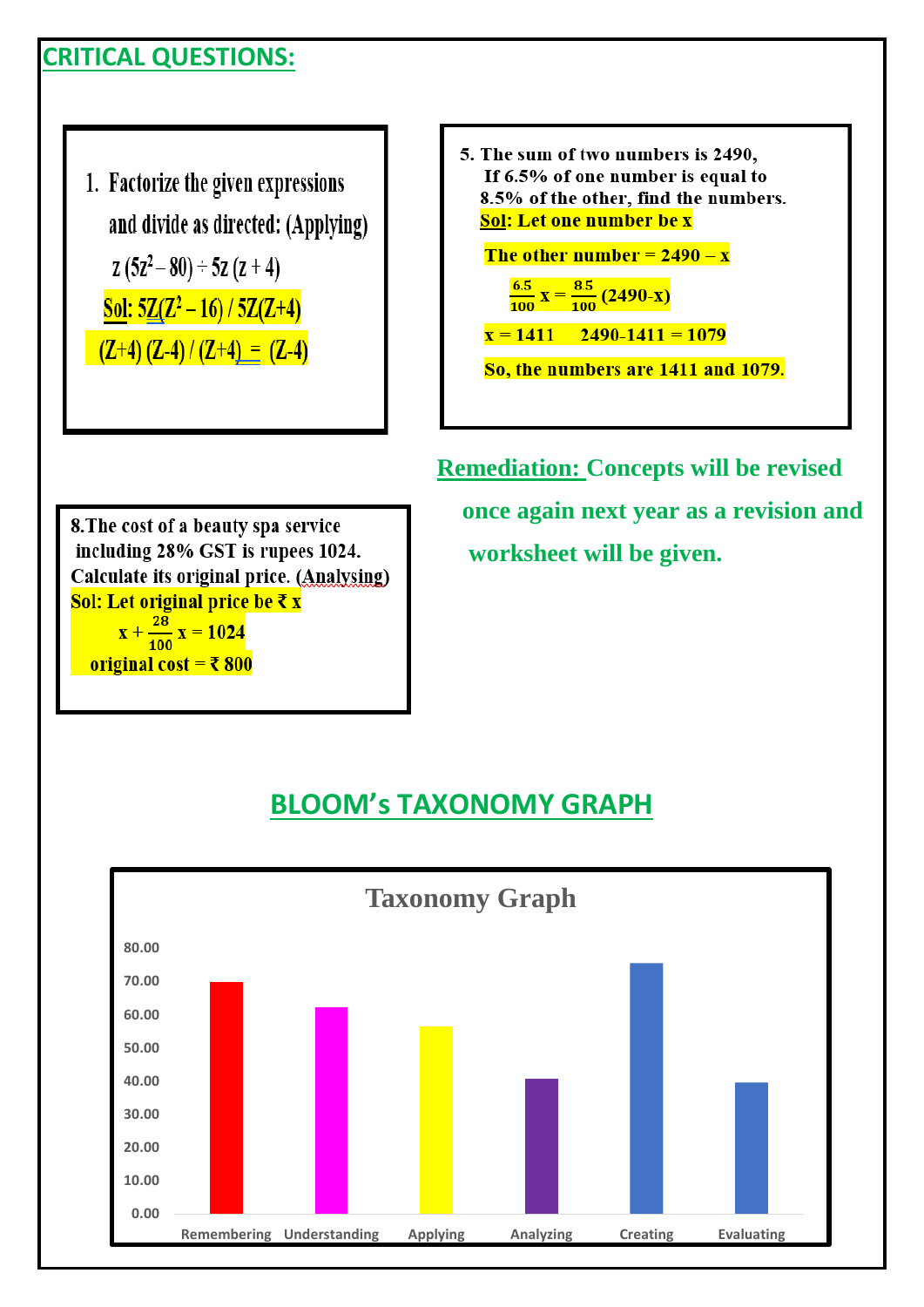## CRITICAL QUESTIONS:

1. Factorize the given expressions and divide as directed: (Applying)

   $z(5z^2 - 80) \div 5z(z+4)$

   Sol: $5Z(Z^2 - 16) / 5Z(Z+4)$

   $(Z+4)(Z-4) / (Z+4) = (Z-4)$

5. The sum of two numbers is 2490, If 6.5% of one number is equal to 8.5% of the other, find the numbers.

   Sol: Let one number be x

   The other number = 2490 – x

   $\frac{6.5}{100} x = \frac{8.5}{100}(2490 - x)$

   x = 1411     2490-1411 = 1079

   So, the numbers are 1411 and 1079.

8. The cost of a beauty spa service including 28% GST is rupees 1024. Calculate its original price. (Analysing)

   Sol: Let original price be ₹ x

   $x + \frac{28}{100} x = 1024$

   original cost = ₹ 800

**Remediation:** Concepts will be revised once again next year as a revision and worksheet will be given.

## BLOOM's TAXONOMY GRAPH

**Taxonomy Graph**

| Level | Value |
|---|---|
| Remembering | ~70 |
| Understanding | ~62 |
| Applying | ~56 |
| Analyzing | ~40 |
| Creating | ~75 |
| Evaluating | ~39 |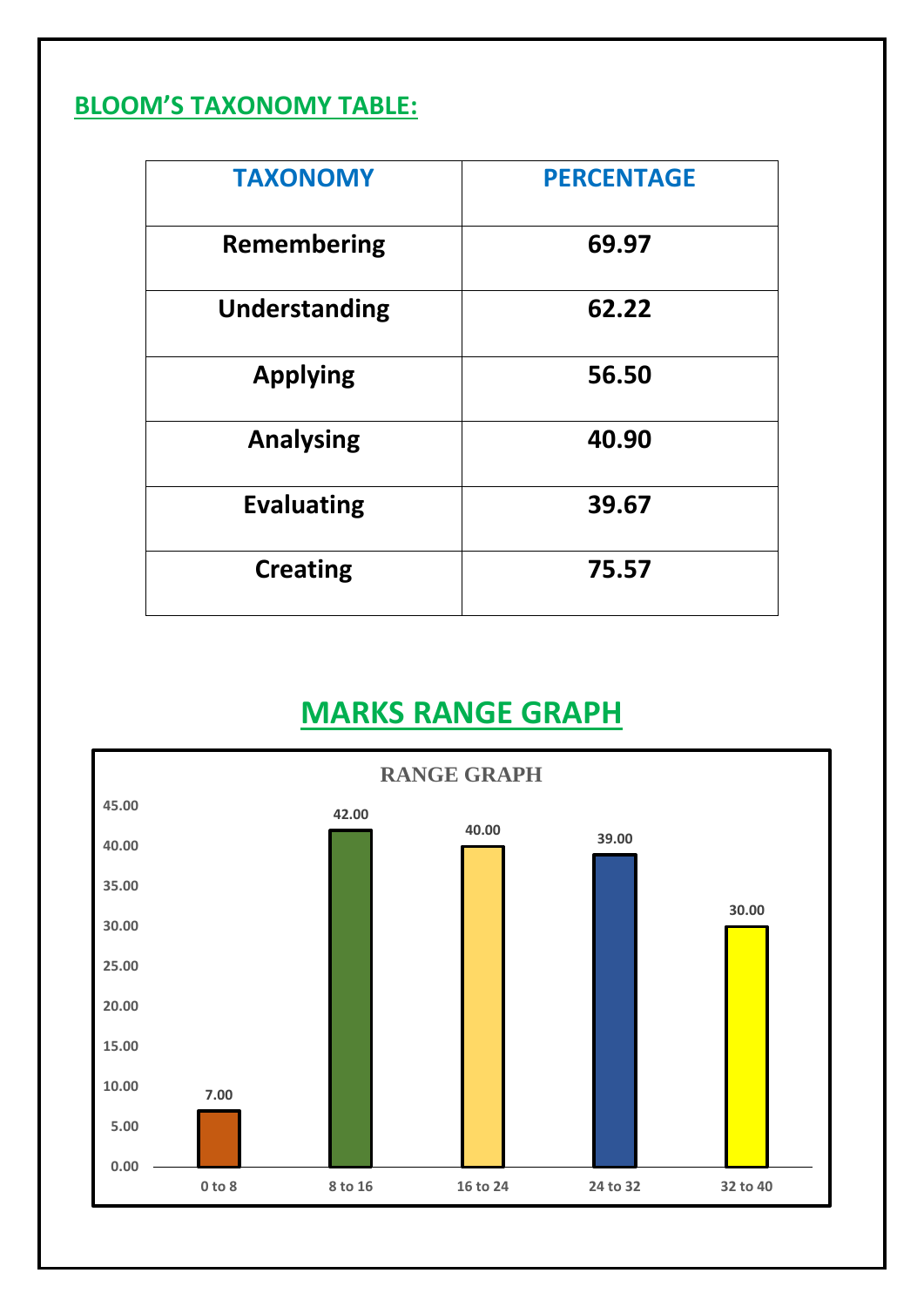## BLOOM'S TAXONOMY TABLE:

| TAXONOMY | PERCENTAGE |
|---|---|
| Remembering | 69.97 |
| Understanding | 62.22 |
| Applying | 56.50 |
| Analysing | 40.90 |
| Evaluating | 39.67 |
| Creating | 75.57 |

## MARKS RANGE GRAPH

RANGE GRAPH

| Range | Value |
|---|---|
| 0 to 8 | 7.00 |
| 8 to 16 | 42.00 |
| 16 to 24 | 40.00 |
| 24 to 32 | 39.00 |
| 32 to 40 | 30.00 |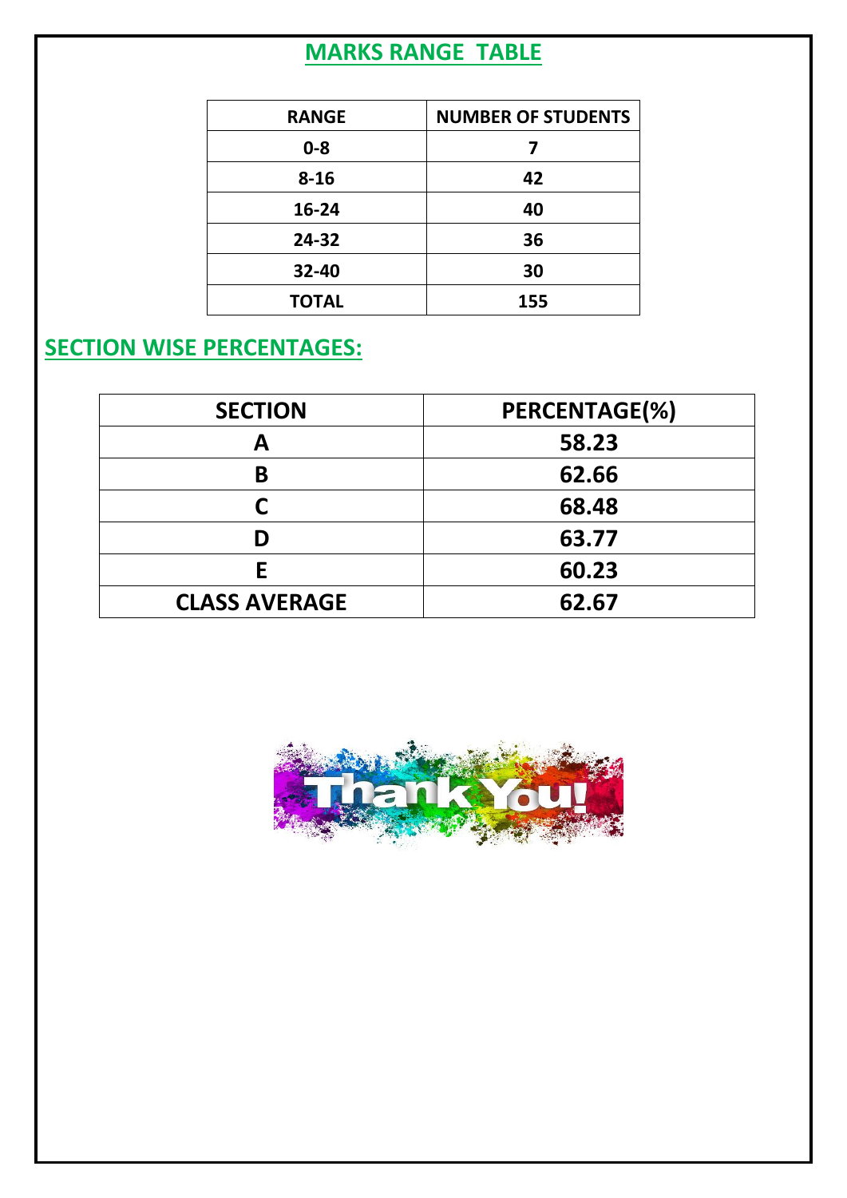## MARKS RANGE TABLE

| RANGE | NUMBER OF STUDENTS |
|---|---|
| 0-8 | 7 |
| 8-16 | 42 |
| 16-24 | 40 |
| 24-32 | 36 |
| 32-40 | 30 |
| TOTAL | 155 |

## SECTION WISE PERCENTAGES:

| SECTION | PERCENTAGE(%) |
|---|---|
| A | 58.23 |
| B | 62.66 |
| C | 68.48 |
| D | 63.77 |
| E | 60.23 |
| CLASS AVERAGE | 62.67 |

Thank You!